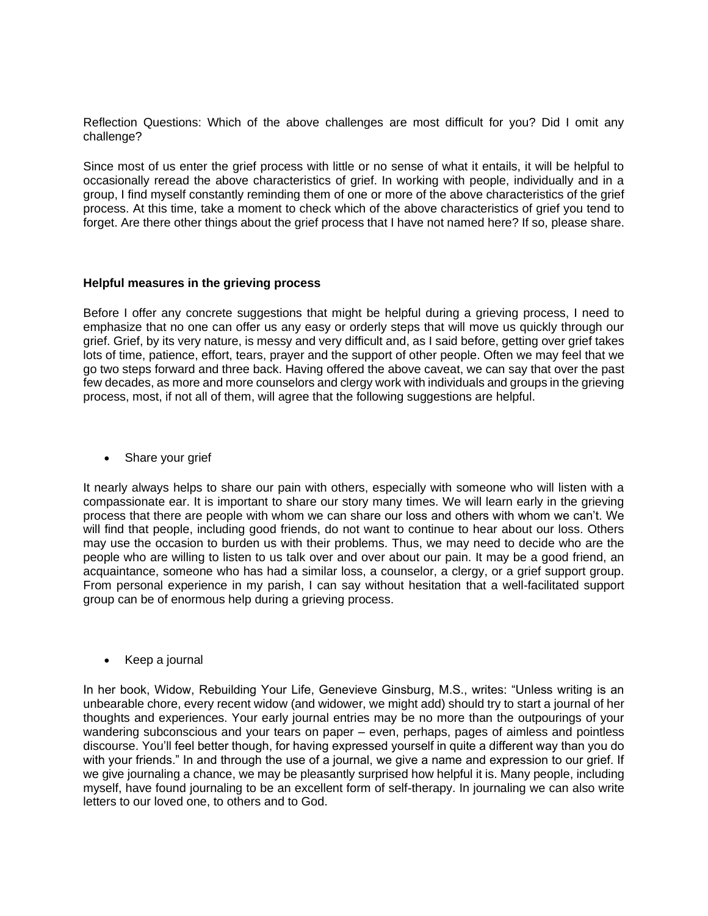Reflection Questions: Which of the above challenges are most difficult for you? Did I omit any challenge?

Since most of us enter the grief process with little or no sense of what it entails, it will be helpful to occasionally reread the above characteristics of grief. In working with people, individually and in a group, I find myself constantly reminding them of one or more of the above characteristics of the grief process. At this time, take a moment to check which of the above characteristics of grief you tend to forget. Are there other things about the grief process that I have not named here? If so, please share.

**Helpful measures in the grieving process**

Before I offer any concrete suggestions that might be helpful during a grieving process, I need to emphasize that no one can offer us any easy or orderly steps that will move us quickly through our grief. Grief, by its very nature, is messy and very difficult and, as I said before, getting over grief takes lots of time, patience, effort, tears, prayer and the support of other people. Often we may feel that we go two steps forward and three back. Having offered the above caveat, we can say that over the past few decades, as more and more counselors and clergy work with individuals and groups in the grieving process, most, if not all of them, will agree that the following suggestions are helpful.

- Share your grief

It nearly always helps to share our pain with others, especially with someone who will listen with a compassionate ear. It is important to share our story many times. We will learn early in the grieving process that there are people with whom we can share our loss and others with whom we can't. We will find that people, including good friends, do not want to continue to hear about our loss. Others may use the occasion to burden us with their problems. Thus, we may need to decide who are the people who are willing to listen to us talk over and over about our pain. It may be a good friend, an acquaintance, someone who has had a similar loss, a counselor, a clergy, or a grief support group. From personal experience in my parish, I can say without hesitation that a well-facilitated support group can be of enormous help during a grieving process.

- Keep a journal

In her book, Widow, Rebuilding Your Life, Genevieve Ginsburg, M.S., writes: "Unless writing is an unbearable chore, every recent widow (and widower, we might add) should try to start a journal of her thoughts and experiences. Your early journal entries may be no more than the outpourings of your wandering subconscious and your tears on paper – even, perhaps, pages of aimless and pointless discourse. You'll feel better though, for having expressed yourself in quite a different way than you do with your friends." In and through the use of a journal, we give a name and expression to our grief. If we give journaling a chance, we may be pleasantly surprised how helpful it is. Many people, including myself, have found journaling to be an excellent form of self-therapy. In journaling we can also write letters to our loved one, to others and to God.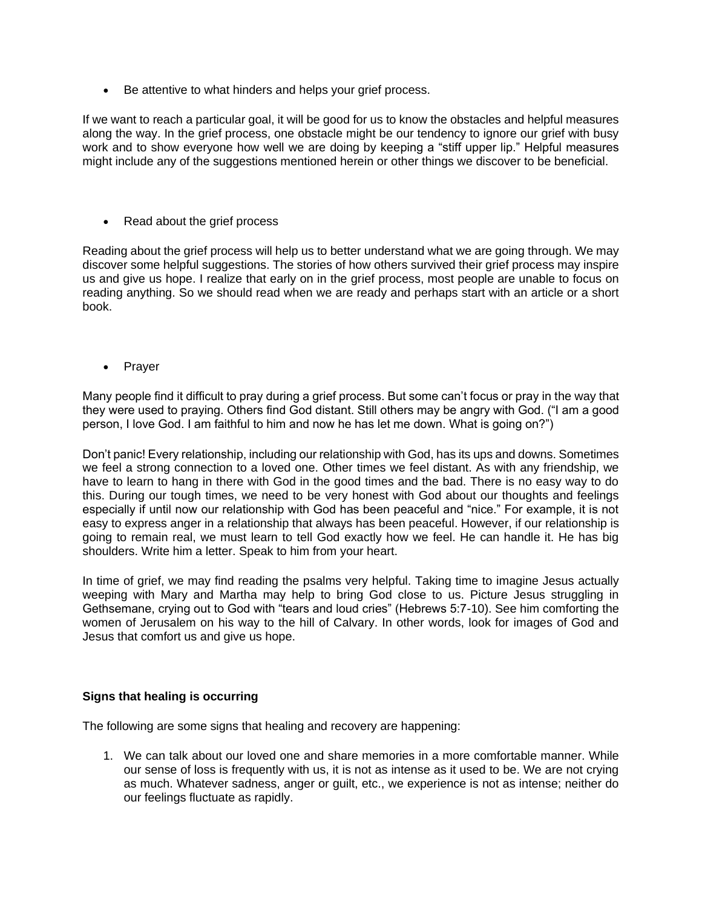- Be attentive to what hinders and helps your grief process.

If we want to reach a particular goal, it will be good for us to know the obstacles and helpful measures along the way. In the grief process, one obstacle might be our tendency to ignore our grief with busy work and to show everyone how well we are doing by keeping a "stiff upper lip." Helpful measures might include any of the suggestions mentioned herein or other things we discover to be beneficial.

- Read about the grief process

Reading about the grief process will help us to better understand what we are going through. We may discover some helpful suggestions. The stories of how others survived their grief process may inspire us and give us hope. I realize that early on in the grief process, most people are unable to focus on reading anything. So we should read when we are ready and perhaps start with an article or a short book.

- Prayer

Many people find it difficult to pray during a grief process. But some can't focus or pray in the way that they were used to praying. Others find God distant. Still others may be angry with God. ("I am a good person, I love God. I am faithful to him and now he has let me down. What is going on?")

Don't panic! Every relationship, including our relationship with God, has its ups and downs. Sometimes we feel a strong connection to a loved one. Other times we feel distant. As with any friendship, we have to learn to hang in there with God in the good times and the bad. There is no easy way to do this. During our tough times, we need to be very honest with God about our thoughts and feelings especially if until now our relationship with God has been peaceful and "nice." For example, it is not easy to express anger in a relationship that always has been peaceful. However, if our relationship is going to remain real, we must learn to tell God exactly how we feel. He can handle it. He has big shoulders. Write him a letter. Speak to him from your heart.

In time of grief, we may find reading the psalms very helpful. Taking time to imagine Jesus actually weeping with Mary and Martha may help to bring God close to us. Picture Jesus struggling in Gethsemane, crying out to God with "tears and loud cries" (Hebrews 5:7-10). See him comforting the women of Jerusalem on his way to the hill of Calvary. In other words, look for images of God and Jesus that comfort us and give us hope.

**Signs that healing is occurring**

The following are some signs that healing and recovery are happening:

1. We can talk about our loved one and share memories in a more comfortable manner. While our sense of loss is frequently with us, it is not as intense as it used to be. We are not crying as much. Whatever sadness, anger or guilt, etc., we experience is not as intense; neither do our feelings fluctuate as rapidly.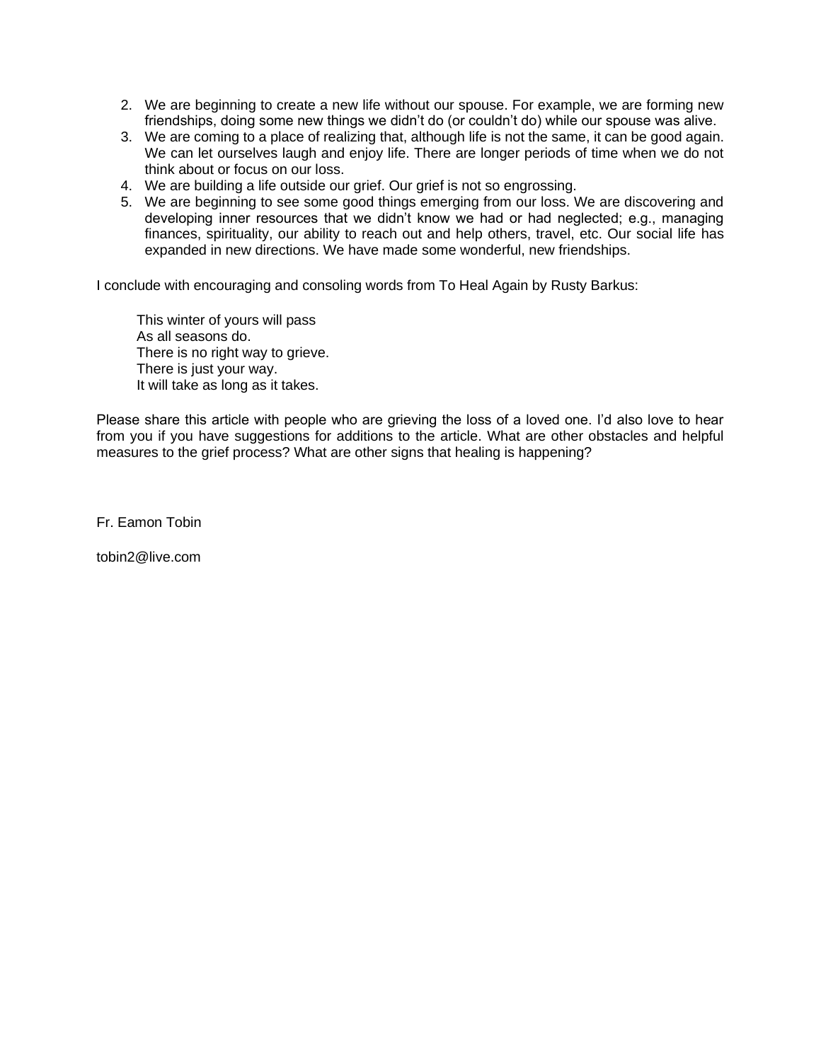2. We are beginning to create a new life without our spouse. For example, we are forming new friendships, doing some new things we didn't do (or couldn't do) while our spouse was alive.
3. We are coming to a place of realizing that, although life is not the same, it can be good again. We can let ourselves laugh and enjoy life. There are longer periods of time when we do not think about or focus on our loss.
4. We are building a life outside our grief. Our grief is not so engrossing.
5. We are beginning to see some good things emerging from our loss. We are discovering and developing inner resources that we didn't know we had or had neglected; e.g., managing finances, spirituality, our ability to reach out and help others, travel, etc. Our social life has expanded in new directions. We have made some wonderful, new friendships.

I conclude with encouraging and consoling words from To Heal Again by Rusty Barkus:

> This winter of yours will pass
> As all seasons do.
> There is no right way to grieve.
> There is just your way.
> It will take as long as it takes.

Please share this article with people who are grieving the loss of a loved one. I'd also love to hear from you if you have suggestions for additions to the article. What are other obstacles and helpful measures to the grief process? What are other signs that healing is happening?

Fr. Eamon Tobin

tobin2@live.com